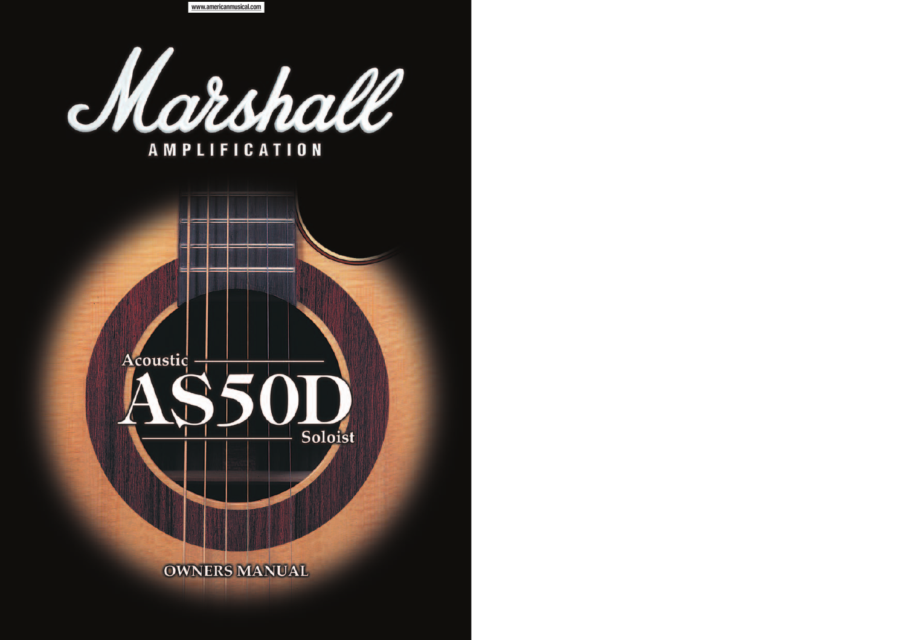www.americanmusical.com

# Marshall

## AMPLIFICATION

Acoustic

# AS50D

Soloist

## OWNERS MANUAL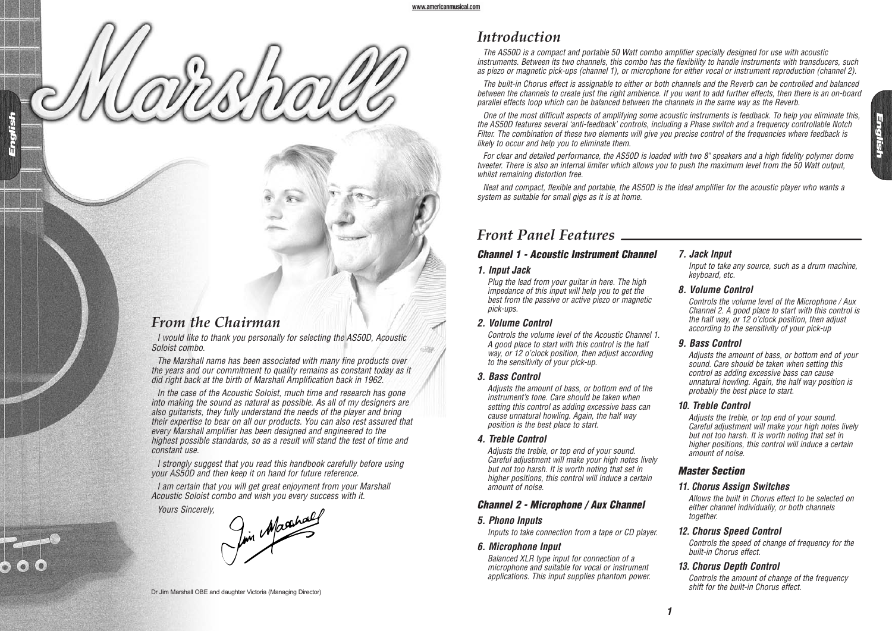# From the Chairman

*I would like to thank you personally for selecting the AS50D, Acoustic Soloist combo.*

*The Marshall name has been associated with many fine products over the years and our commitment to quality remains as constant today as it did right back at the birth of Marshall Amplification back in 1962.*

*In the case of the Acoustic Soloist, much time and research has gone into making the sound as natural as possible. As all of my designers are also guitarists, they fully understand the needs of the player and bring their expertise to bear on all our products. You can also rest assured that every Marshall amplifier has been designed and engineered to the highest possible standards, so as a result will stand the test of time and constant use.*

*I strongly suggest that you read this handbook carefully before using your AS50D and then keep it on hand for future reference.*

*I am certain that you will get great enjoyment from your Marshall Acoustic Soloist combo and wish you every success with it.*

*Yours Sincerely,*

Dr Jim Marshall OBE and daughter Victoria (Managing Director)

# Introduction

*The AS50D is a compact and portable 50 Watt combo amplifier specially designed for use with acoustic instruments. Between its two channels, this combo has the flexibility to handle instruments with transducers, such as piezo or magnetic pick-ups (channel 1), or microphone for either vocal or instrument reproduction (channel 2).*

*The built-in Chorus effect is assignable to either or both channels and the Reverb can be controlled and balanced between the channels to create just the right ambience. If you want to add further effects, then there is an on-board parallel effects loop which can be balanced between the channels in the same way as the Reverb.*

*One of the most difficult aspects of amplifying some acoustic instruments is feedback. To help you eliminate this, the AS50D features several 'anti-feedback' controls, including a Phase switch and a frequency controllable Notch Filter. The combination of these two elements will give you precise control of the frequencies where feedback is likely to occur and help you to eliminate them.*

*For clear and detailed performance, the AS50D is loaded with two 8" speakers and a high fidelity polymer dome tweeter. There is also an internal limiter which allows you to push the maximum level from the 50 Watt output, whilst remaining distortion free.*

*Neat and compact, flexible and portable, the AS50D is the ideal amplifier for the acoustic player who wants a system as suitable for small gigs as it is at home.*

# Front Panel Features

## Channel 1 - Acoustic Instrument Channel

### 1. Input Jack

*Plug the lead from your guitar in here. The high impedance of this input will help you to get the best from the passive or active piezo or magnetic pick-ups.*

### 2. Volume Control

*Controls the volume level of the Acoustic Channel 1. A good place to start with this control is the half way, or 12 o'clock position, then adjust according to the sensitivity of your pick-up.*

### 3. Bass Control

*Adjusts the amount of bass, or bottom end of the instrument's tone. Care should be taken when setting this control as adding excessive bass can cause unnatural howling. Again, the half way position is the best place to start.*

### 4. Treble Control

*Adjusts the treble, or top end of your sound. Careful adjustment will make your high notes lively but not too harsh. It is worth noting that set in higher positions, this control will induce a certain amount of noise.*

## Channel 2 - Microphone / Aux Channel

### 5. Phono Inputs

*Inputs to take connection from a tape or CD player.*

### 6. Microphone Input

*Balanced XLR type input for connection of a microphone and suitable for vocal or instrument applications. This input supplies phantom power.*

### 7. Jack Input

*Input to take any source, such as a drum machine, keyboard, etc.*

### 8. Volume Control

*Controls the volume level of the Microphone / Aux Channel 2. A good place to start with this control is the half way, or 12 o'clock position, then adjust according to the sensitivity of your pick-up*

### 9. Bass Control

*Adjusts the amount of bass, or bottom end of your sound. Care should be taken when setting this control as adding excessive bass can cause unnatural howling. Again, the half way position is probably the best place to start.*

### 10. Treble Control

*Adjusts the treble, or top end of your sound. Careful adjustment will make your high notes lively but not too harsh. It is worth noting that set in higher positions, this control will induce a certain amount of noise.*

## Master Section

### 11. Chorus Assign Switches

*Allows the built in Chorus effect to be selected on either channel individually, or both channels together.*

### 12. Chorus Speed Control

*Controls the speed of change of frequency for the built-in Chorus effect.*

### 13. Chorus Depth Control

*Controls the amount of change of the frequency shift for the built-in Chorus effect.*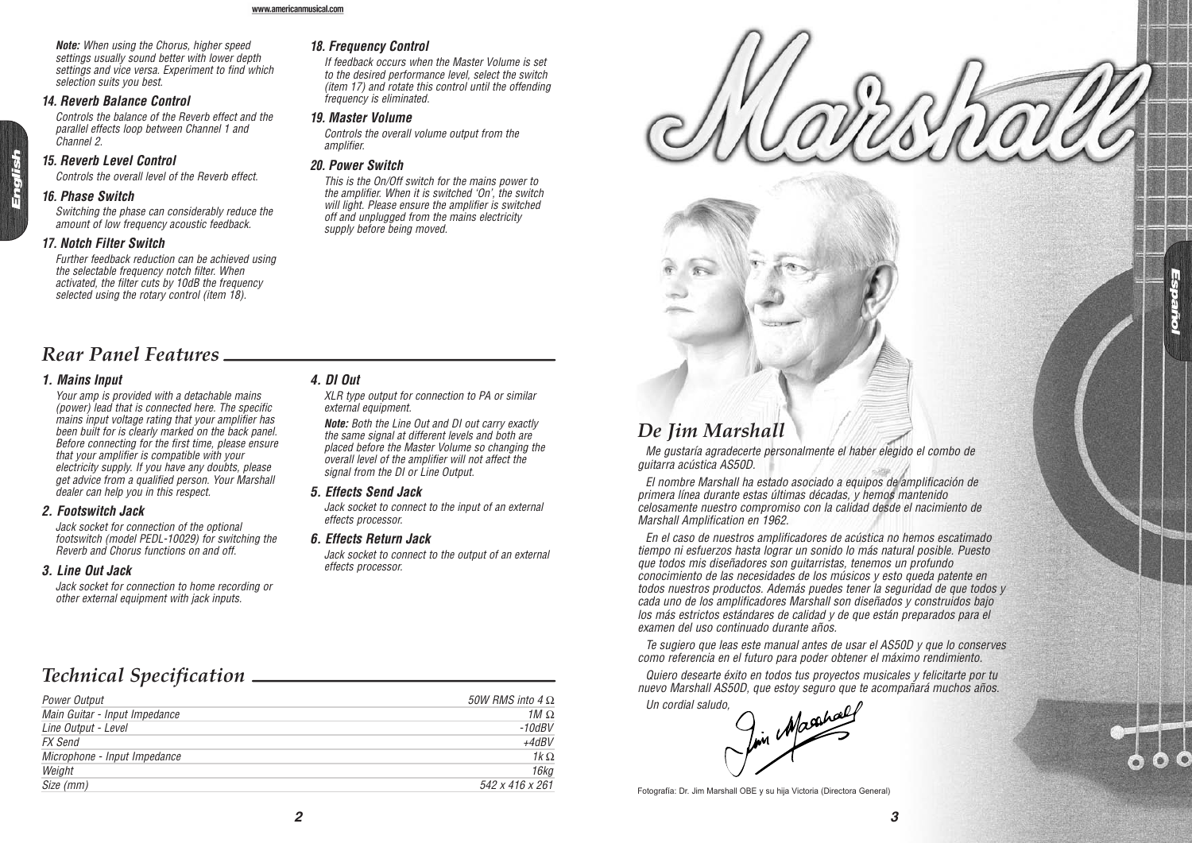*Note: When using the Chorus, higher speed settings usually sound better with lower depth settings and vice versa. Experiment to find which selection suits you best.*

### 14. Reverb Balance Control

*Controls the balance of the Reverb effect and the parallel effects loop between Channel 1 and Channel 2.*

### 15. Reverb Level Control

*Controls the overall level of the Reverb effect.*

### 16. Phase Switch

*Switching the phase can considerably reduce the amount of low frequency acoustic feedback.*

### 17. Notch Filter Switch

*Further feedback reduction can be achieved using the selectable frequency notch filter. When activated, the filter cuts by 10dB the frequency selected using the rotary control (item 18).*

### 18. Frequency Control

*If feedback occurs when the Master Volume is set to the desired performance level, select the switch (item 17) and rotate this control until the offending frequency is eliminated.*

### 19. Master Volume

*Controls the overall volume output from the amplifier.*

### 20. Power Switch

*This is the On/Off switch for the mains power to the amplifier. When it is switched 'On', the switch will light. Please ensure the amplifier is switched off and unplugged from the mains electricity supply before being moved.*

## Rear Panel Features

### 1. Mains Input

*Your amp is provided with a detachable mains (power) lead that is connected here. The specific mains input voltage rating that your amplifier has been built for is clearly marked on the back panel. Before connecting for the first time, please ensure that your amplifier is compatible with your electricity supply. If you have any doubts, please get advice from a qualified person. Your Marshall dealer can help you in this respect.*

### 2. Footswitch Jack

*Jack socket for connection of the optional footswitch (model PEDL-10029) for switching the Reverb and Chorus functions on and off.*

### 3. Line Out Jack

*Jack socket for connection to home recording or other external equipment with jack inputs.*

### 4. DI Out

*XLR type output for connection to PA or similar external equipment.*

***Note:*** *Both the Line Out and DI out carry exactly the same signal at different levels and both are placed before the Master Volume so changing the overall level of the amplifier will not affect the signal from the DI or Line Output.*

### 5. Effects Send Jack

*Jack socket to connect to the input of an external effects processor.*

### 6. Effects Return Jack

*Jack socket to connect to the output of an external effects processor.*

## Technical Specification

| | |
|---|---|
| Power Output | 50W RMS into 4 Ω |
| Main Guitar - Input Impedance | 1M Ω |
| Line Output - Level | -10dBV |
| FX Send | +4dBV |
| Microphone - Input Impedance | 1k Ω |
| Weight | 16kg |
| Size (mm) | 542 x 416 x 261 |

## De Jim Marshall

*Me gustaría agradecerte personalmente el haber elegido el combo de guitarra acústica AS50D.*

*El nombre Marshall ha estado asociado a equipos de amplificación de primera línea durante estas últimas décadas, y hemos mantenido celosamente nuestro compromiso con la calidad desde el nacimiento de Marshall Amplification en 1962.*

*En el caso de nuestros amplificadores de acústica no hemos escatimado tiempo ni esfuerzos hasta lograr un sonido lo más natural posible. Puesto que todos mis diseñadores son guitarristas, tenemos un profundo conocimiento de las necesidades de los músicos y esto queda patente en todos nuestros productos. Además puedes tener la seguridad de que todos y cada uno de los amplificadores Marshall son diseñados y construidos bajo los más estrictos estándares de calidad y de que están preparados para el examen del uso continuado durante años.*

*Te sugiero que leas este manual antes de usar el AS50D y que lo conserves como referencia en el futuro para poder obtener el máximo rendimiento.*

*Quiero desearte éxito en todos tus proyectos musicales y felicitarte por tu nuevo Marshall AS50D, que estoy seguro que te acompañará muchos años.*

*Un cordial saludo,*

Fotografía: Dr. Jim Marshall OBE y su hija Victoria (Directora General)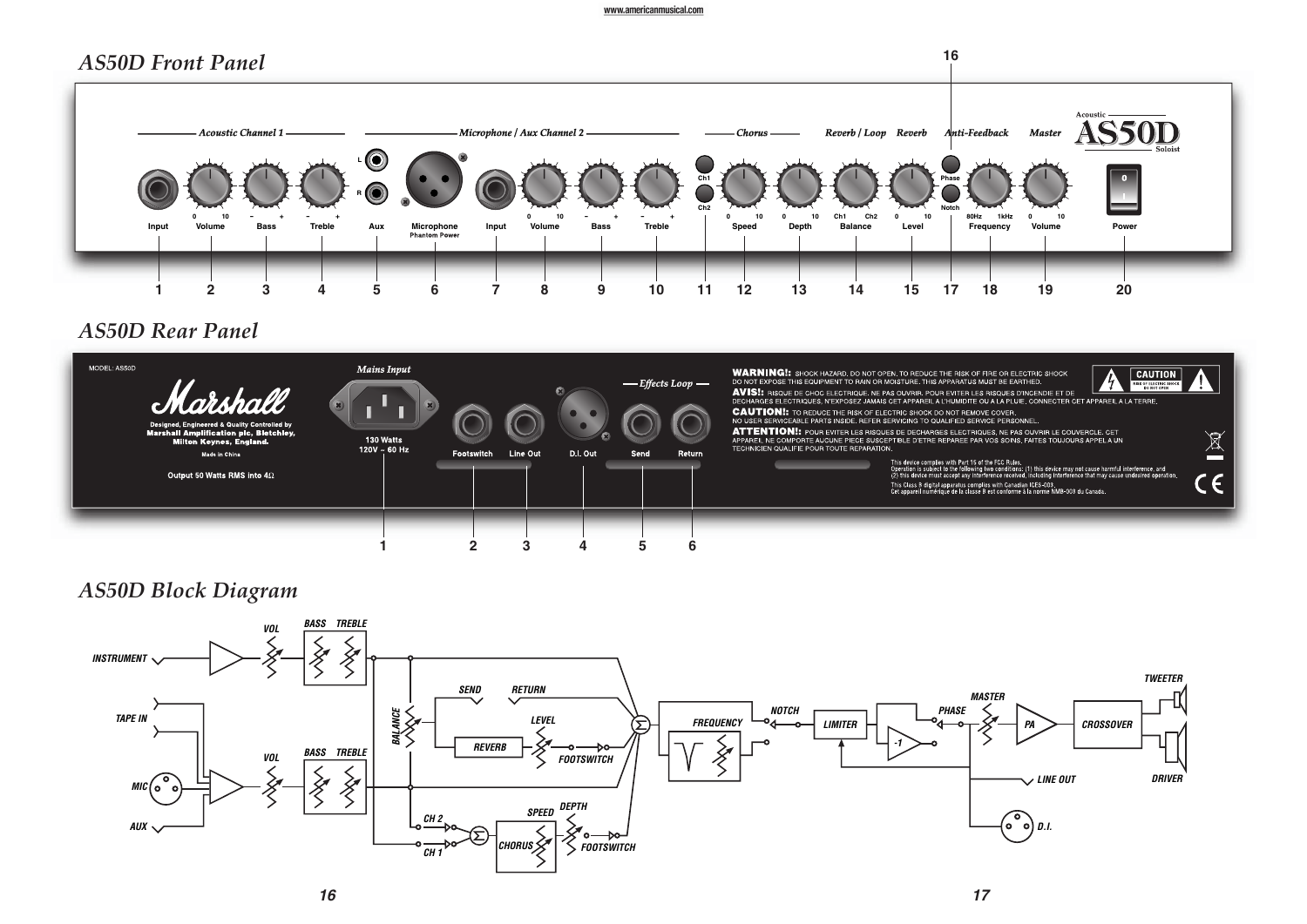## AS50D Front Panel

Acoustic Channel 1

Microphone / Aux Channel 2

Chorus

Reverb / Loop

Reverb

Anti-Feedback

Master

Acoustic AS50D Soloist

Input

0 10 Volume

– + Bass

– + Treble

L R Aux

Microphone Phantom Power

Input

0 10 Volume

– + Bass

– + Treble

Ch1 Ch2

0 10 Speed

0 10 Depth

Ch1 Ch2 Balance

0 10 Level

Phase Notch

80Hz 1kHz Frequency

0 10 Volume

Power

1 2 3 4 5 6 7 8 9 10 11 12 13 14 15 16 17 18 19 20

## AS50D Rear Panel

MODEL: AS50D

Marshall

Designed, Engineered & Quality Controlled by Marshall Amplification plc, Bletchley, Milton Keynes, England.

Made in China

Output 50 Watts RMS into 4Ω

Mains Input

130 Watts 120V ~ 60 Hz

Footswitch

Line Out

D.I. Out

Effects Loop

Send

Return

**WARNING!:** SHOCK HAZARD. DO NOT OPEN. TO REDUCE THE RISK OF FIRE OR ELECTRIC SHOCK DO NOT EXPOSE THIS EQUIPMENT TO RAIN OR MOISTURE. THIS APPARATUS MUST BE EARTHED.

**AVIS!:** RISQUE DE CHOC ELECTRIQUE. NE PAS OUVRIR. POUR EVITER LES RISQUES D'INCENDIE ET DE DECHARGES ELECTRIQUES, N'EXPOSEZ JAMAIS CET APPAREIL A L'HUMIDITE OU A LA PLUIE, CONNECTER CET APPAREIL A LA TERRE.

**CAUTION!:** TO REDUCE THE RISK OF ELECTRIC SHOCK DO NOT REMOVE COVER. NO USER SERVICEABLE PARTS INSIDE. REFER SERVICING TO QUALIFIED SERVICE PERSONNEL.

**ATTENTION!:** POUR EVITER LES RISQUES DE DECHARGES ELECTRIQUES, NE PAS OUVRIR LE COUVERCLE. CET APPAREIL NE COMPORTE AUCUNE PIECE SUSCEPTIBLE D'ETRE REPAREE PAR VOS SOINS, FAITES TOUJOURS APPEL A UN TECHNICIEN QUALIFIE POUR TOUTE REPARATION.

CAUTION RISK OF ELECTRIC SHOCK DO NOT OPEN

This device complies with Part 15 of the FCC Rules. Operation is subject to the following two conditions: (1) this device may not cause harmful interference, and (2) this device must accept any interference received, including interference that may cause undesired operation.

This Class B digital apparatus complies with Canadian ICES-003.

Cet appareil numérique de la classe B est conforme à la norme NMB-003 du Canada.

1 2 3 4 5 6

## AS50D Block Diagram

INSTRUMENT

TAPE IN

MIC

AUX

VOL

BASS TREBLE

BALANCE

SEND RETURN

LEVEL

REVERB

FOOTSWITCH

CH 2

CH 1

SPEED DEPTH

CHORUS

FOOTSWITCH

FREQUENCY

NOTCH

LIMITER

PHASE

-1

MASTER

PA

CROSSOVER

TWEETER

DRIVER

LINE OUT

D.I.